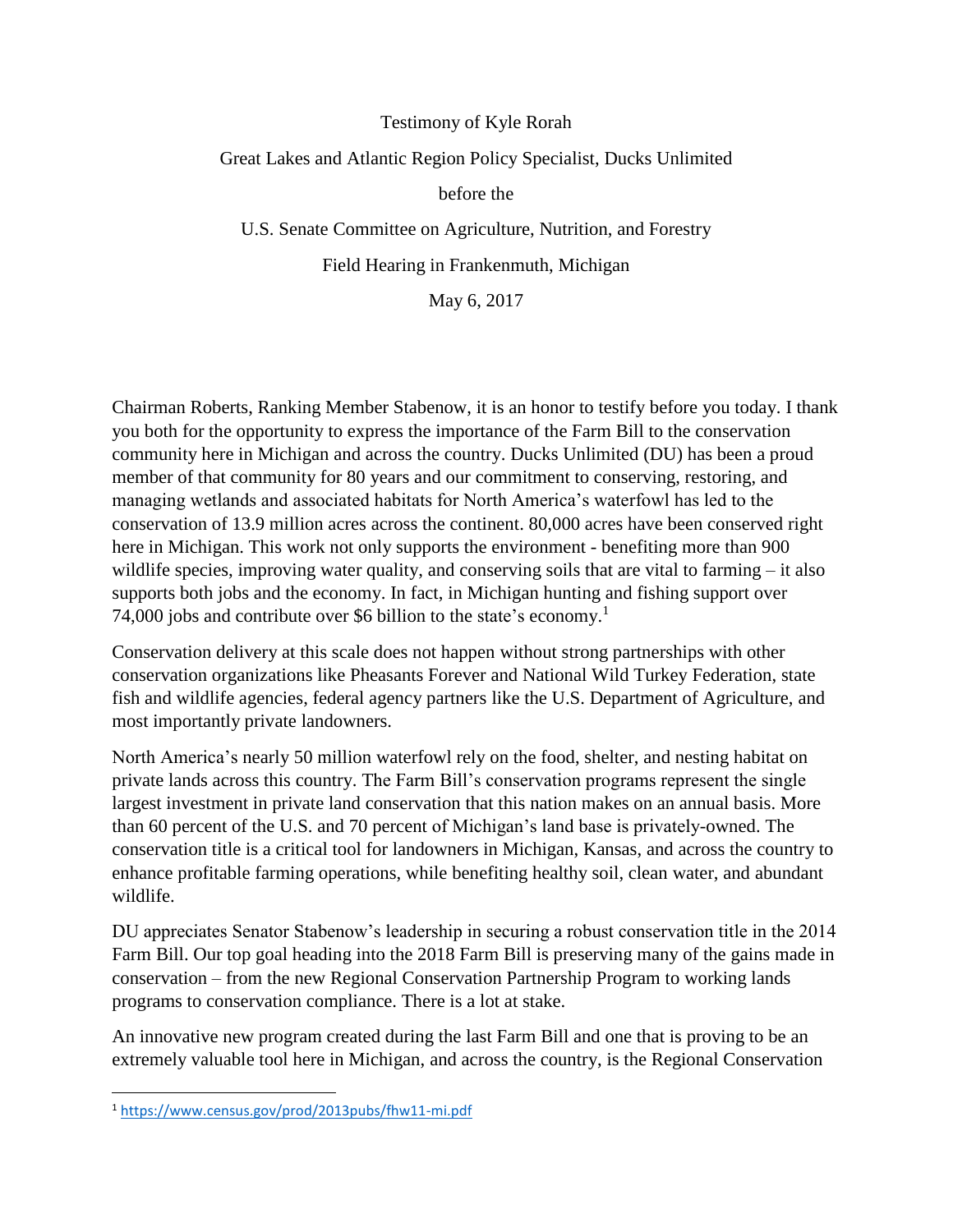Testimony of Kyle Rorah

Great Lakes and Atlantic Region Policy Specialist, Ducks Unlimited

before the

U.S. Senate Committee on Agriculture, Nutrition, and Forestry

Field Hearing in Frankenmuth, Michigan

May 6, 2017

Chairman Roberts, Ranking Member Stabenow, it is an honor to testify before you today. I thank you both for the opportunity to express the importance of the Farm Bill to the conservation community here in Michigan and across the country. Ducks Unlimited (DU) has been a proud member of that community for 80 years and our commitment to conserving, restoring, and managing wetlands and associated habitats for North America's waterfowl has led to the conservation of 13.9 million acres across the continent. 80,000 acres have been conserved right here in Michigan. This work not only supports the environment - benefiting more than 900 wildlife species, improving water quality, and conserving soils that are vital to farming – it also supports both jobs and the economy. In fact, in Michigan hunting and fishing support over 74,000 jobs and contribute over $6 billion to the state's economy.[1]

Conservation delivery at this scale does not happen without strong partnerships with other conservation organizations like Pheasants Forever and National Wild Turkey Federation, state fish and wildlife agencies, federal agency partners like the U.S. Department of Agriculture, and most importantly private landowners.

North America's nearly 50 million waterfowl rely on the food, shelter, and nesting habitat on private lands across this country. The Farm Bill's conservation programs represent the single largest investment in private land conservation that this nation makes on an annual basis. More than 60 percent of the U.S. and 70 percent of Michigan's land base is privately-owned. The conservation title is a critical tool for landowners in Michigan, Kansas, and across the country to enhance profitable farming operations, while benefiting healthy soil, clean water, and abundant wildlife.

DU appreciates Senator Stabenow's leadership in securing a robust conservation title in the 2014 Farm Bill. Our top goal heading into the 2018 Farm Bill is preserving many of the gains made in conservation – from the new Regional Conservation Partnership Program to working lands programs to conservation compliance. There is a lot at stake.

An innovative new program created during the last Farm Bill and one that is proving to be an extremely valuable tool here in Michigan, and across the country, is the Regional Conservation

[1] https://www.census.gov/prod/2013pubs/fhw11-mi.pdf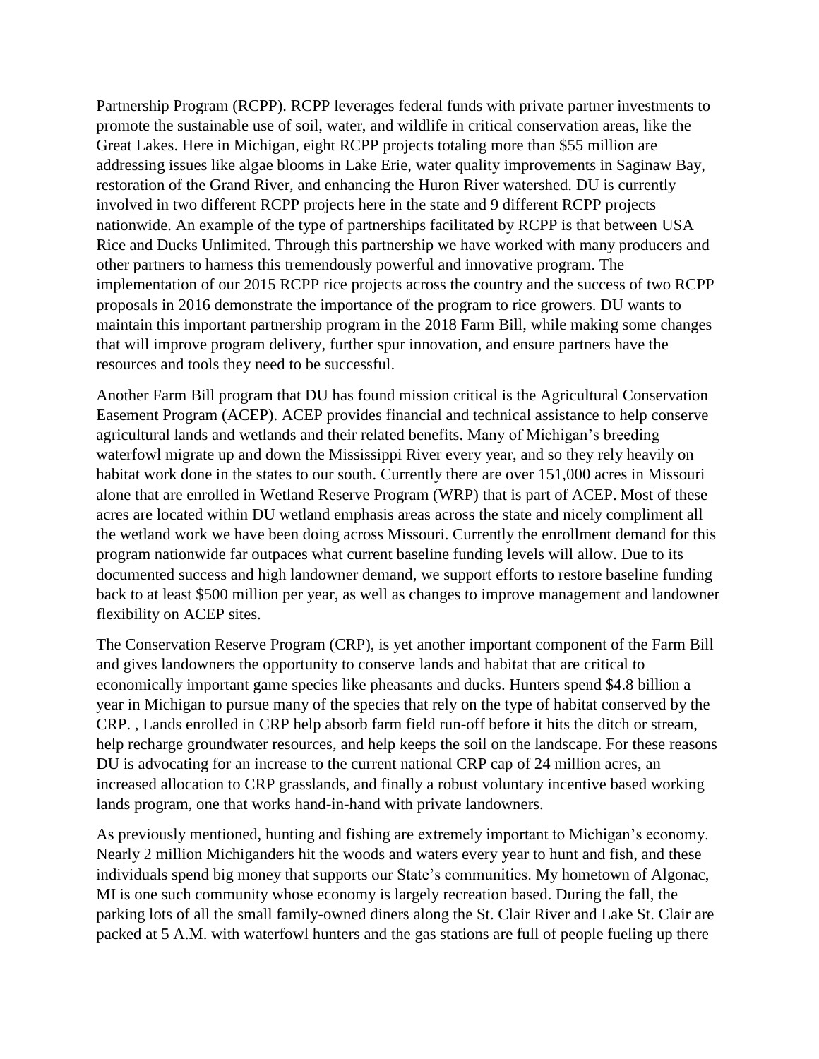Partnership Program (RCPP). RCPP leverages federal funds with private partner investments to promote the sustainable use of soil, water, and wildlife in critical conservation areas, like the Great Lakes. Here in Michigan, eight RCPP projects totaling more than $55 million are addressing issues like algae blooms in Lake Erie, water quality improvements in Saginaw Bay, restoration of the Grand River, and enhancing the Huron River watershed. DU is currently involved in two different RCPP projects here in the state and 9 different RCPP projects nationwide. An example of the type of partnerships facilitated by RCPP is that between USA Rice and Ducks Unlimited. Through this partnership we have worked with many producers and other partners to harness this tremendously powerful and innovative program. The implementation of our 2015 RCPP rice projects across the country and the success of two RCPP proposals in 2016 demonstrate the importance of the program to rice growers. DU wants to maintain this important partnership program in the 2018 Farm Bill, while making some changes that will improve program delivery, further spur innovation, and ensure partners have the resources and tools they need to be successful.

Another Farm Bill program that DU has found mission critical is the Agricultural Conservation Easement Program (ACEP). ACEP provides financial and technical assistance to help conserve agricultural lands and wetlands and their related benefits. Many of Michigan's breeding waterfowl migrate up and down the Mississippi River every year, and so they rely heavily on habitat work done in the states to our south. Currently there are over 151,000 acres in Missouri alone that are enrolled in Wetland Reserve Program (WRP) that is part of ACEP. Most of these acres are located within DU wetland emphasis areas across the state and nicely compliment all the wetland work we have been doing across Missouri. Currently the enrollment demand for this program nationwide far outpaces what current baseline funding levels will allow. Due to its documented success and high landowner demand, we support efforts to restore baseline funding back to at least $500 million per year, as well as changes to improve management and landowner flexibility on ACEP sites.

The Conservation Reserve Program (CRP), is yet another important component of the Farm Bill and gives landowners the opportunity to conserve lands and habitat that are critical to economically important game species like pheasants and ducks. Hunters spend $4.8 billion a year in Michigan to pursue many of the species that rely on the type of habitat conserved by the CRP. , Lands enrolled in CRP help absorb farm field run-off before it hits the ditch or stream, help recharge groundwater resources, and help keeps the soil on the landscape. For these reasons DU is advocating for an increase to the current national CRP cap of 24 million acres, an increased allocation to CRP grasslands, and finally a robust voluntary incentive based working lands program, one that works hand-in-hand with private landowners.

As previously mentioned, hunting and fishing are extremely important to Michigan's economy. Nearly 2 million Michiganders hit the woods and waters every year to hunt and fish, and these individuals spend big money that supports our State's communities. My hometown of Algonac, MI is one such community whose economy is largely recreation based. During the fall, the parking lots of all the small family-owned diners along the St. Clair River and Lake St. Clair are packed at 5 A.M. with waterfowl hunters and the gas stations are full of people fueling up there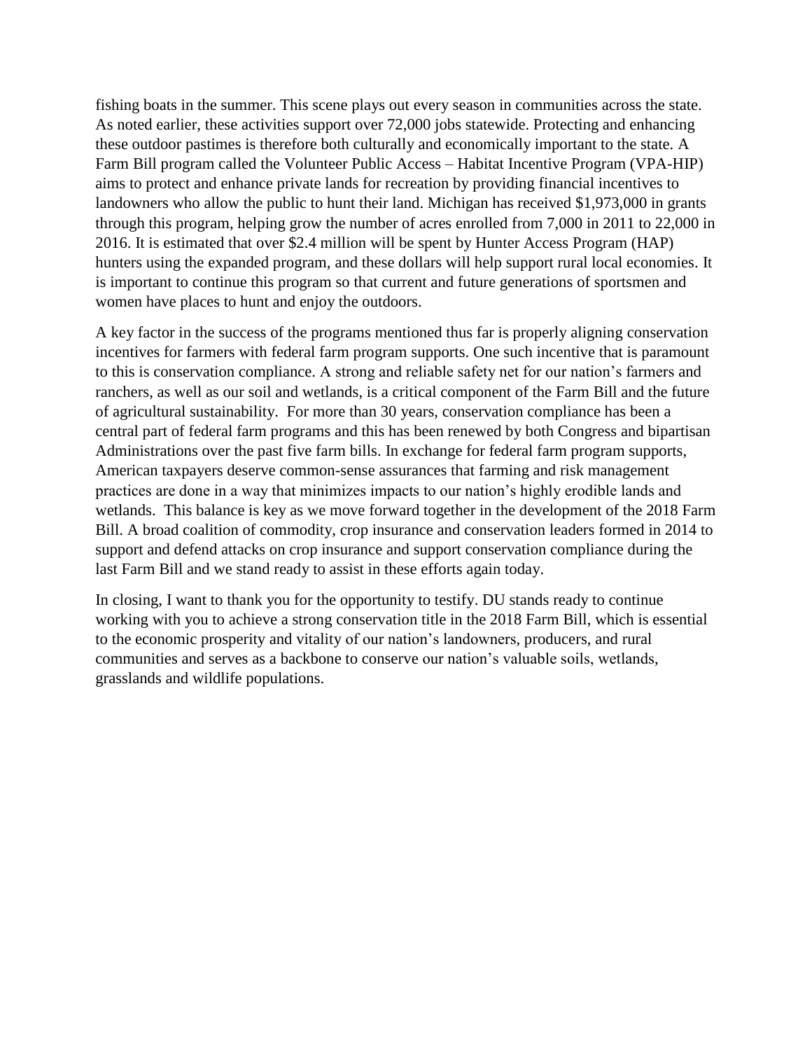fishing boats in the summer. This scene plays out every season in communities across the state. As noted earlier, these activities support over 72,000 jobs statewide. Protecting and enhancing these outdoor pastimes is therefore both culturally and economically important to the state. A Farm Bill program called the Volunteer Public Access – Habitat Incentive Program (VPA-HIP) aims to protect and enhance private lands for recreation by providing financial incentives to landowners who allow the public to hunt their land. Michigan has received $1,973,000 in grants through this program, helping grow the number of acres enrolled from 7,000 in 2011 to 22,000 in 2016. It is estimated that over $2.4 million will be spent by Hunter Access Program (HAP) hunters using the expanded program, and these dollars will help support rural local economies. It is important to continue this program so that current and future generations of sportsmen and women have places to hunt and enjoy the outdoors.

A key factor in the success of the programs mentioned thus far is properly aligning conservation incentives for farmers with federal farm program supports. One such incentive that is paramount to this is conservation compliance. A strong and reliable safety net for our nation's farmers and ranchers, as well as our soil and wetlands, is a critical component of the Farm Bill and the future of agricultural sustainability. For more than 30 years, conservation compliance has been a central part of federal farm programs and this has been renewed by both Congress and bipartisan Administrations over the past five farm bills. In exchange for federal farm program supports, American taxpayers deserve common-sense assurances that farming and risk management practices are done in a way that minimizes impacts to our nation's highly erodible lands and wetlands. This balance is key as we move forward together in the development of the 2018 Farm Bill. A broad coalition of commodity, crop insurance and conservation leaders formed in 2014 to support and defend attacks on crop insurance and support conservation compliance during the last Farm Bill and we stand ready to assist in these efforts again today.

In closing, I want to thank you for the opportunity to testify. DU stands ready to continue working with you to achieve a strong conservation title in the 2018 Farm Bill, which is essential to the economic prosperity and vitality of our nation's landowners, producers, and rural communities and serves as a backbone to conserve our nation's valuable soils, wetlands, grasslands and wildlife populations.